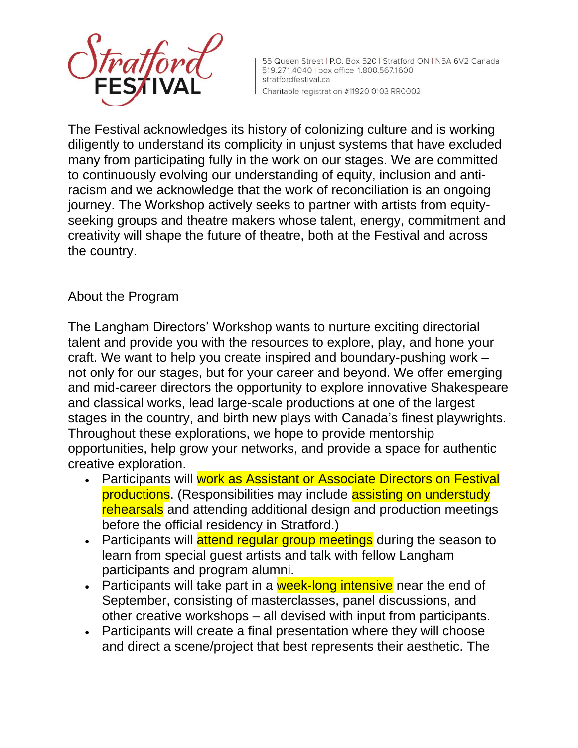55 Queen Street | P.O. Box 520 | Stratford ON | N5A 6V2 Canada
519.271.4040 | box office 1.800.567.1600
stratfordfestival.ca
Charitable registration #11920 0103 RR0002

The Festival acknowledges its history of colonizing culture and is working diligently to understand its complicity in unjust systems that have excluded many from participating fully in the work on our stages. We are committed to continuously evolving our understanding of equity, inclusion and anti-racism and we acknowledge that the work of reconciliation is an ongoing journey. The Workshop actively seeks to partner with artists from equity-seeking groups and theatre makers whose talent, energy, commitment and creativity will shape the future of theatre, both at the Festival and across the country.

## About the Program

The Langham Directors' Workshop wants to nurture exciting directorial talent and provide you with the resources to explore, play, and hone your craft. We want to help you create inspired and boundary-pushing work – not only for our stages, but for your career and beyond. We offer emerging and mid-career directors the opportunity to explore innovative Shakespeare and classical works, lead large-scale productions at one of the largest stages in the country, and birth new plays with Canada's finest playwrights. Throughout these explorations, we hope to provide mentorship opportunities, help grow your networks, and provide a space for authentic creative exploration.

- Participants will work as Assistant or Associate Directors on Festival productions. (Responsibilities may include assisting on understudy rehearsals and attending additional design and production meetings before the official residency in Stratford.)
- Participants will attend regular group meetings during the season to learn from special guest artists and talk with fellow Langham participants and program alumni.
- Participants will take part in a week-long intensive near the end of September, consisting of masterclasses, panel discussions, and other creative workshops – all devised with input from participants.
- Participants will create a final presentation where they will choose and direct a scene/project that best represents their aesthetic. The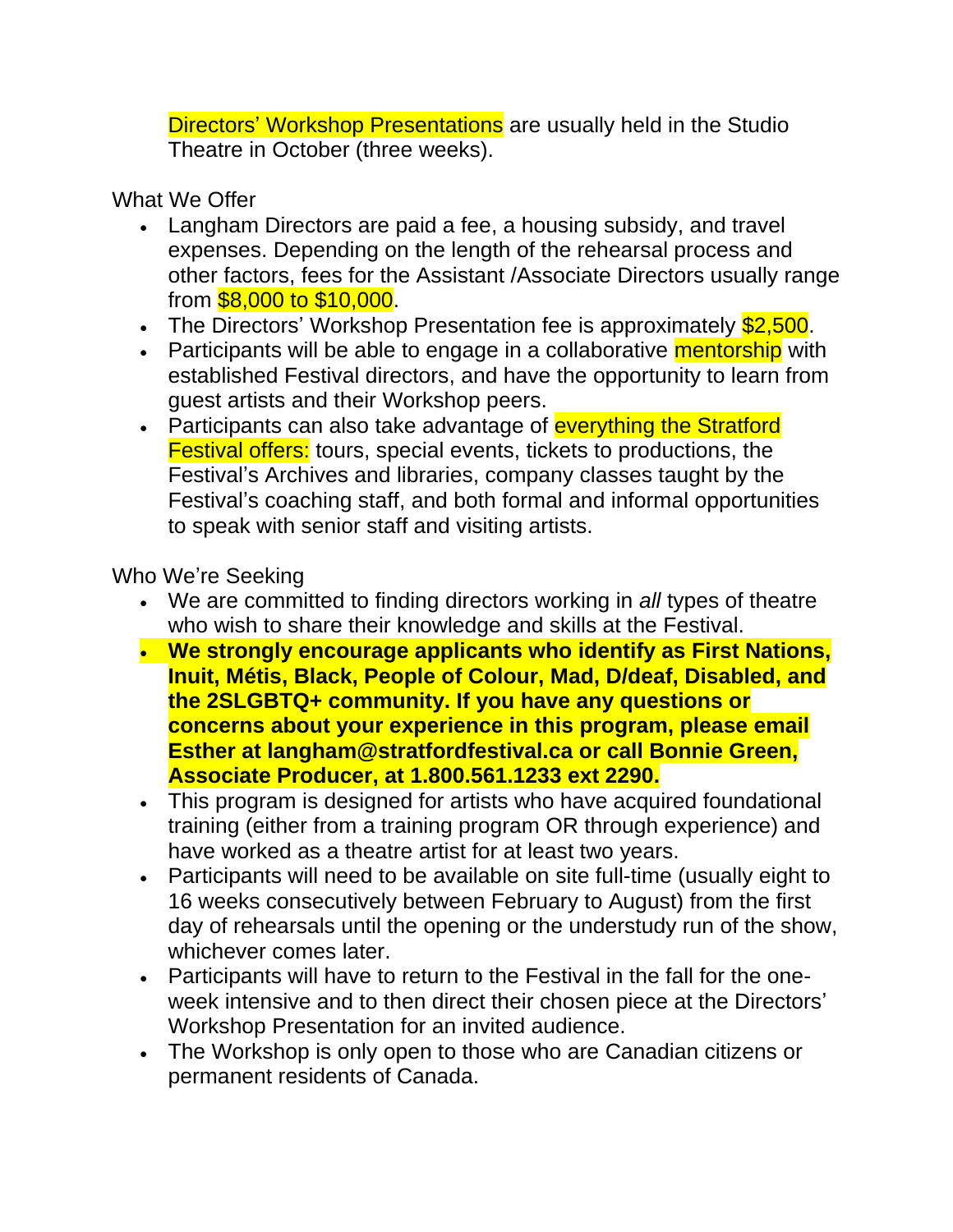Directors' Workshop Presentations are usually held in the Studio Theatre in October (three weeks).

## What We Offer

- Langham Directors are paid a fee, a housing subsidy, and travel expenses. Depending on the length of the rehearsal process and other factors, fees for the Assistant /Associate Directors usually range from $8,000 to $10,000.
- The Directors' Workshop Presentation fee is approximately $2,500.
- Participants will be able to engage in a collaborative mentorship with established Festival directors, and have the opportunity to learn from guest artists and their Workshop peers.
- Participants can also take advantage of everything the Stratford Festival offers: tours, special events, tickets to productions, the Festival's Archives and libraries, company classes taught by the Festival's coaching staff, and both formal and informal opportunities to speak with senior staff and visiting artists.

## Who We're Seeking

- We are committed to finding directors working in *all* types of theatre who wish to share their knowledge and skills at the Festival.
- **We strongly encourage applicants who identify as First Nations, Inuit, Métis, Black, People of Colour, Mad, D/deaf, Disabled, and the 2SLGBTQ+ community. If you have any questions or concerns about your experience in this program, please email Esther at langham@stratfordfestival.ca or call Bonnie Green, Associate Producer, at 1.800.561.1233 ext 2290.**
- This program is designed for artists who have acquired foundational training (either from a training program OR through experience) and have worked as a theatre artist for at least two years.
- Participants will need to be available on site full-time (usually eight to 16 weeks consecutively between February to August) from the first day of rehearsals until the opening or the understudy run of the show, whichever comes later.
- Participants will have to return to the Festival in the fall for the one-week intensive and to then direct their chosen piece at the Directors' Workshop Presentation for an invited audience.
- The Workshop is only open to those who are Canadian citizens or permanent residents of Canada.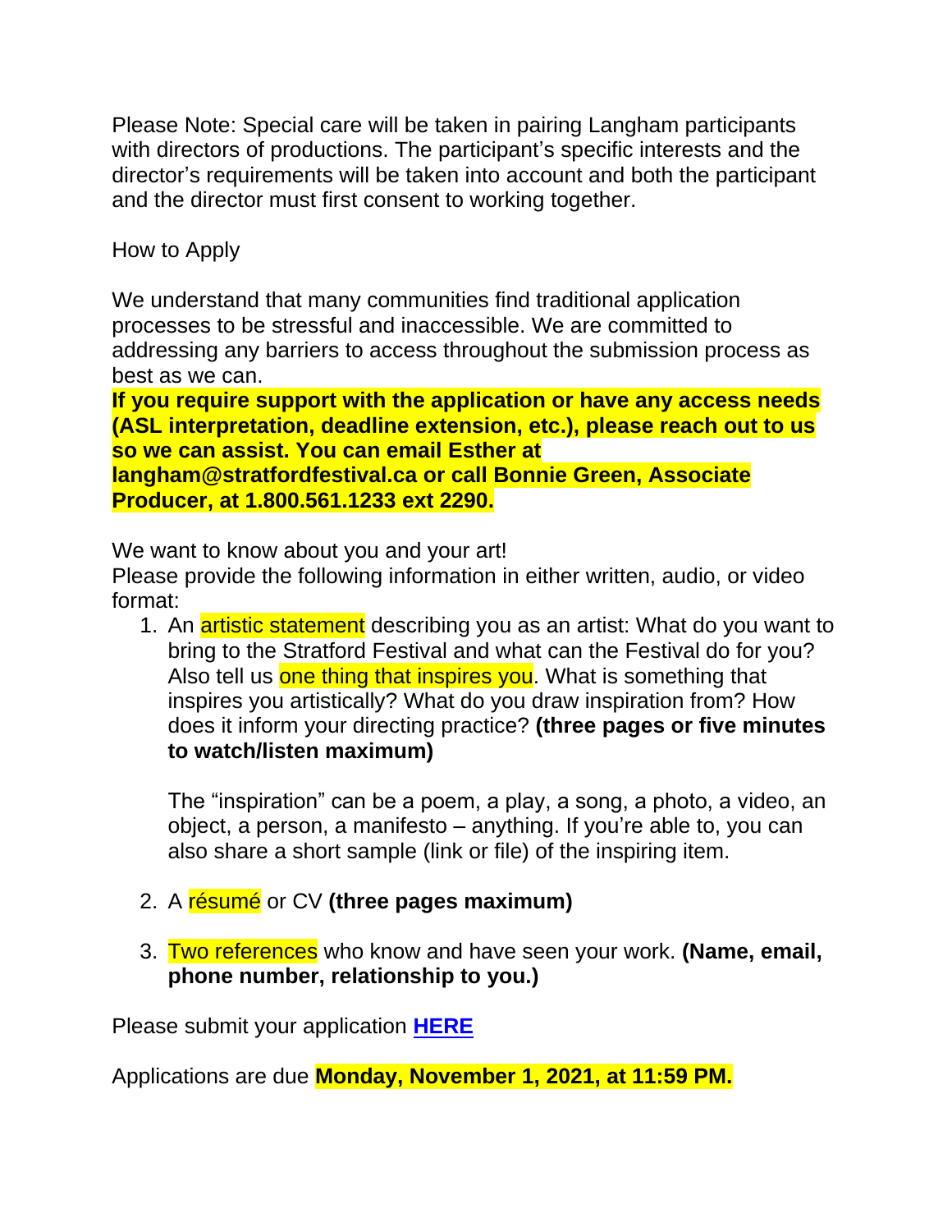Please Note: Special care will be taken in pairing Langham participants with directors of productions. The participant's specific interests and the director's requirements will be taken into account and both the participant and the director must first consent to working together.

## How to Apply

We understand that many communities find traditional application processes to be stressful and inaccessible. We are committed to addressing any barriers to access throughout the submission process as best as we can.

**If you require support with the application or have any access needs (ASL interpretation, deadline extension, etc.), please reach out to us so we can assist. You can email Esther at langham@stratfordfestival.ca or call Bonnie Green, Associate Producer, at 1.800.561.1233 ext 2290.**

We want to know about you and your art!
Please provide the following information in either written, audio, or video format:

1. An artistic statement describing you as an artist: What do you want to bring to the Stratford Festival and what can the Festival do for you? Also tell us one thing that inspires you. What is something that inspires you artistically? What do you draw inspiration from? How does it inform your directing practice? **(three pages or five minutes to watch/listen maximum)**

   The "inspiration" can be a poem, a play, a song, a photo, a video, an object, a person, a manifesto – anything. If you're able to, you can also share a short sample (link or file) of the inspiring item.

2. A résumé or CV **(three pages maximum)**

3. Two references who know and have seen your work. **(Name, email, phone number, relationship to you.)**

Please submit your application **HERE**

Applications are due **Monday, November 1, 2021, at 11:59 PM.**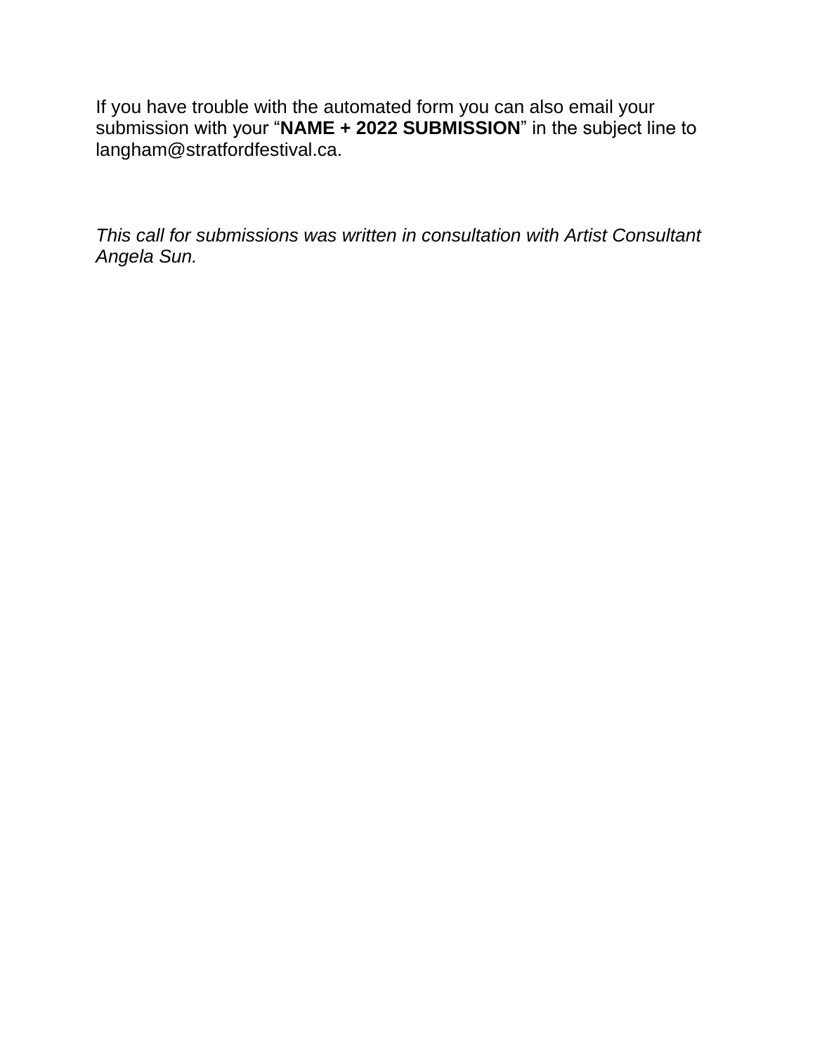If you have trouble with the automated form you can also email your submission with your “**NAME + 2022 SUBMISSION**” in the subject line to langham@stratfordfestival.ca.

*This call for submissions was written in consultation with Artist Consultant Angela Sun.*